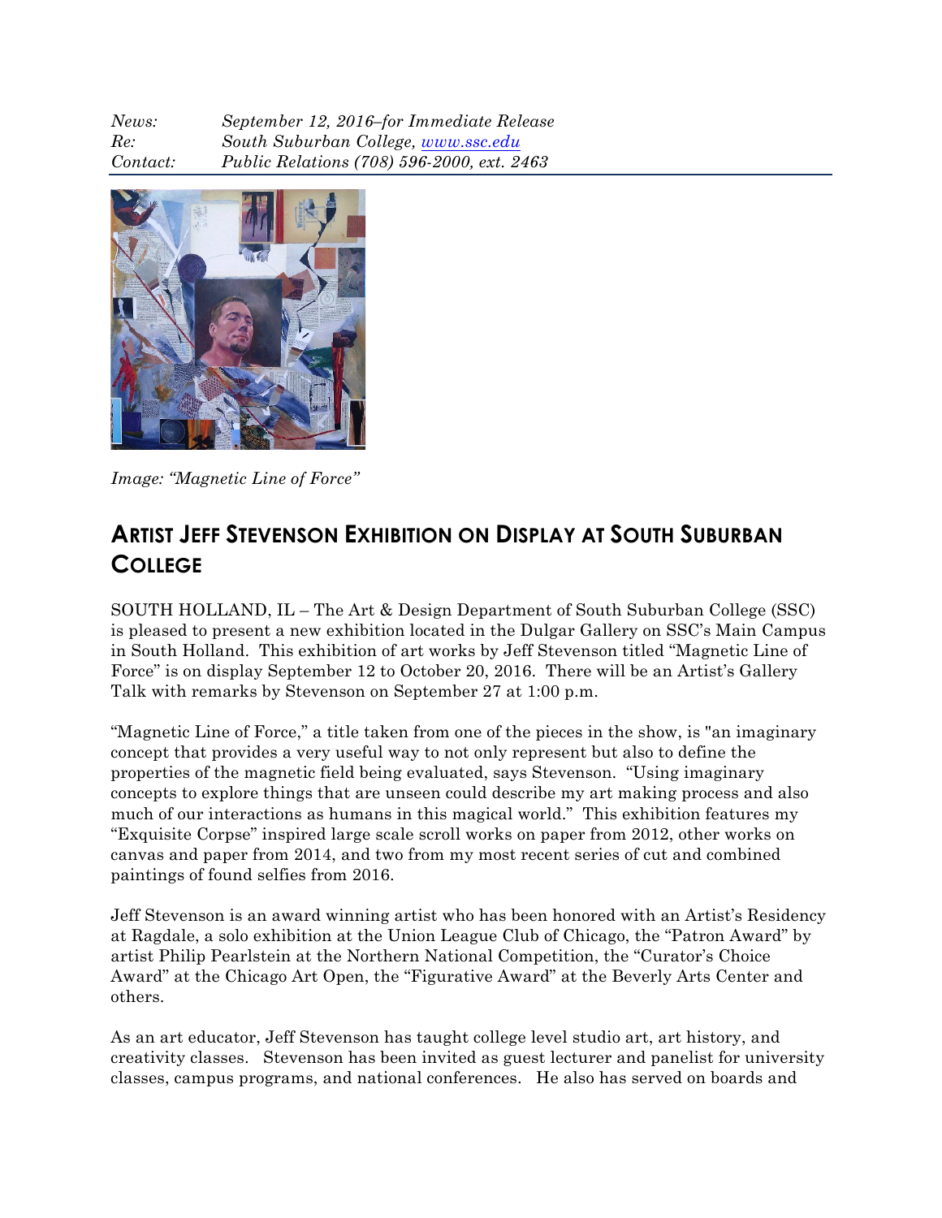*News:* *September 12, 2016–for Immediate Release*
*Re:* *South Suburban College, www.ssc.edu*
*Contact:* *Public Relations (708) 596-2000, ext. 2463*

*Image: "Magnetic Line of Force"*

## ARTIST JEFF STEVENSON EXHIBITION ON DISPLAY AT SOUTH SUBURBAN COLLEGE

SOUTH HOLLAND, IL – The Art & Design Department of South Suburban College (SSC) is pleased to present a new exhibition located in the Dulgar Gallery on SSC's Main Campus in South Holland. This exhibition of art works by Jeff Stevenson titled "Magnetic Line of Force" is on display September 12 to October 20, 2016. There will be an Artist's Gallery Talk with remarks by Stevenson on September 27 at 1:00 p.m.

"Magnetic Line of Force," a title taken from one of the pieces in the show, is "an imaginary concept that provides a very useful way to not only represent but also to define the properties of the magnetic field being evaluated, says Stevenson. "Using imaginary concepts to explore things that are unseen could describe my art making process and also much of our interactions as humans in this magical world." This exhibition features my "Exquisite Corpse" inspired large scale scroll works on paper from 2012, other works on canvas and paper from 2014, and two from my most recent series of cut and combined paintings of found selfies from 2016.

Jeff Stevenson is an award winning artist who has been honored with an Artist's Residency at Ragdale, a solo exhibition at the Union League Club of Chicago, the "Patron Award" by artist Philip Pearlstein at the Northern National Competition, the "Curator's Choice Award" at the Chicago Art Open, the "Figurative Award" at the Beverly Arts Center and others.

As an art educator, Jeff Stevenson has taught college level studio art, art history, and creativity classes. Stevenson has been invited as guest lecturer and panelist for university classes, campus programs, and national conferences. He also has served on boards and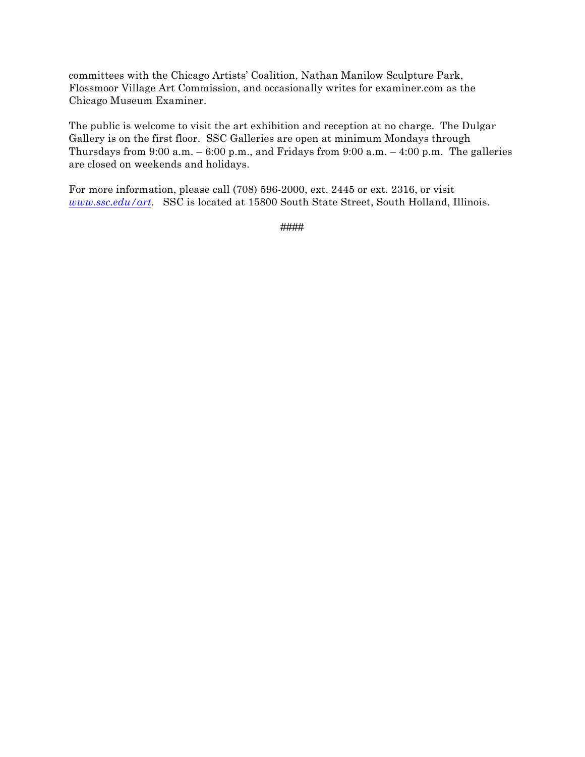committees with the Chicago Artists' Coalition, Nathan Manilow Sculpture Park, Flossmoor Village Art Commission, and occasionally writes for examiner.com as the Chicago Museum Examiner.

The public is welcome to visit the art exhibition and reception at no charge. The Dulgar Gallery is on the first floor. SSC Galleries are open at minimum Mondays through Thursdays from 9:00 a.m. – 6:00 p.m., and Fridays from 9:00 a.m. – 4:00 p.m. The galleries are closed on weekends and holidays.

For more information, please call (708) 596-2000, ext. 2445 or ext. 2316, or visit *www.ssc.edu/art*. SSC is located at 15800 South State Street, South Holland, Illinois.

####